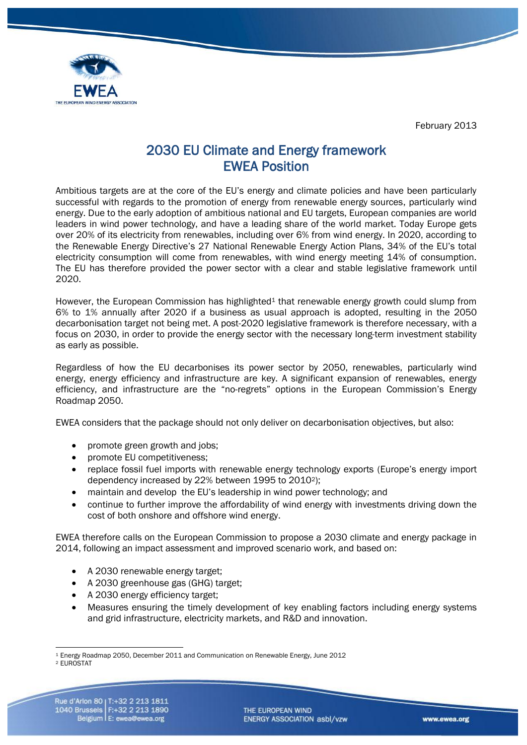February 2013

# 2030 EU Climate and Energy framework
# EWEA Position

Ambitious targets are at the core of the EU's energy and climate policies and have been particularly successful with regards to the promotion of energy from renewable energy sources, particularly wind energy. Due to the early adoption of ambitious national and EU targets, European companies are world leaders in wind power technology, and have a leading share of the world market. Today Europe gets over 20% of its electricity from renewables, including over 6% from wind energy. In 2020, according to the Renewable Energy Directive's 27 National Renewable Energy Action Plans, 34% of the EU's total electricity consumption will come from renewables, with wind energy meeting 14% of consumption. The EU has therefore provided the power sector with a clear and stable legislative framework until 2020.

However, the European Commission has highlighted[1] that renewable energy growth could slump from 6% to 1% annually after 2020 if a business as usual approach is adopted, resulting in the 2050 decarbonisation target not being met. A post-2020 legislative framework is therefore necessary, with a focus on 2030, in order to provide the energy sector with the necessary long-term investment stability as early as possible.

Regardless of how the EU decarbonises its power sector by 2050, renewables, particularly wind energy, energy efficiency and infrastructure are key. A significant expansion of renewables, energy efficiency, and infrastructure are the "no-regrets" options in the European Commission's Energy Roadmap 2050.

EWEA considers that the package should not only deliver on decarbonisation objectives, but also:

- promote green growth and jobs;
- promote EU competitiveness;
- replace fossil fuel imports with renewable energy technology exports (Europe's energy import dependency increased by 22% between 1995 to 2010[2]);
- maintain and develop the EU's leadership in wind power technology; and
- continue to further improve the affordability of wind energy with investments driving down the cost of both onshore and offshore wind energy.

EWEA therefore calls on the European Commission to propose a 2030 climate and energy package in 2014, following an impact assessment and improved scenario work, and based on:

- A 2030 renewable energy target;
- A 2030 greenhouse gas (GHG) target;
- A 2030 energy efficiency target;
- Measures ensuring the timely development of key enabling factors including energy systems and grid infrastructure, electricity markets, and R&D and innovation.

---

[1] Energy Roadmap 2050, December 2011 and Communication on Renewable Energy, June 2012

[2] EUROSTAT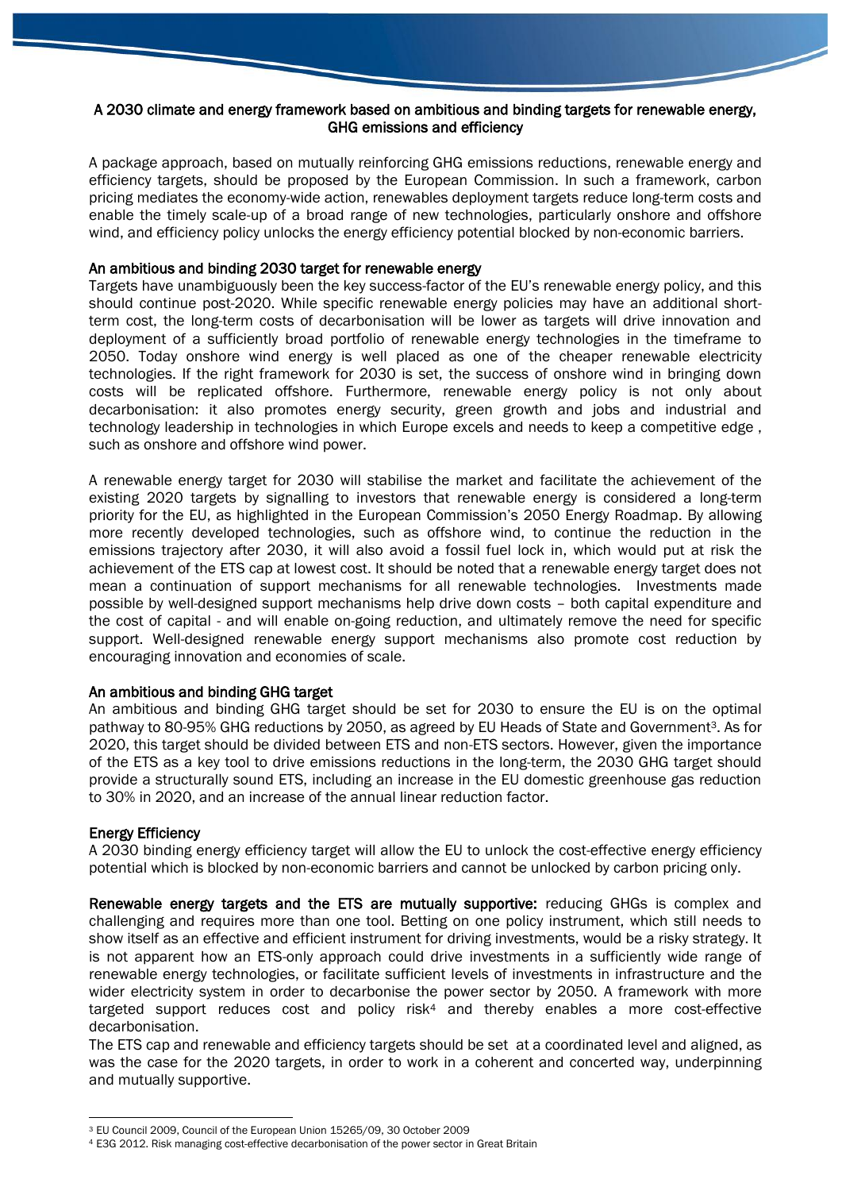## A 2030 climate and energy framework based on ambitious and binding targets for renewable energy, GHG emissions and efficiency

A package approach, based on mutually reinforcing GHG emissions reductions, renewable energy and efficiency targets, should be proposed by the European Commission. In such a framework, carbon pricing mediates the economy-wide action, renewables deployment targets reduce long-term costs and enable the timely scale-up of a broad range of new technologies, particularly onshore and offshore wind, and efficiency policy unlocks the energy efficiency potential blocked by non-economic barriers.

### An ambitious and binding 2030 target for renewable energy

Targets have unambiguously been the key success-factor of the EU's renewable energy policy, and this should continue post-2020. While specific renewable energy policies may have an additional short-term cost, the long-term costs of decarbonisation will be lower as targets will drive innovation and deployment of a sufficiently broad portfolio of renewable energy technologies in the timeframe to 2050. Today onshore wind energy is well placed as one of the cheaper renewable electricity technologies. If the right framework for 2030 is set, the success of onshore wind in bringing down costs will be replicated offshore. Furthermore, renewable energy policy is not only about decarbonisation: it also promotes energy security, green growth and jobs and industrial and technology leadership in technologies in which Europe excels and needs to keep a competitive edge , such as onshore and offshore wind power.

A renewable energy target for 2030 will stabilise the market and facilitate the achievement of the existing 2020 targets by signalling to investors that renewable energy is considered a long-term priority for the EU, as highlighted in the European Commission's 2050 Energy Roadmap. By allowing more recently developed technologies, such as offshore wind, to continue the reduction in the emissions trajectory after 2030, it will also avoid a fossil fuel lock in, which would put at risk the achievement of the ETS cap at lowest cost. It should be noted that a renewable energy target does not mean a continuation of support mechanisms for all renewable technologies. Investments made possible by well-designed support mechanisms help drive down costs – both capital expenditure and the cost of capital - and will enable on-going reduction, and ultimately remove the need for specific support. Well-designed renewable energy support mechanisms also promote cost reduction by encouraging innovation and economies of scale.

### An ambitious and binding GHG target

An ambitious and binding GHG target should be set for 2030 to ensure the EU is on the optimal pathway to 80-95% GHG reductions by 2050, as agreed by EU Heads of State and Government[3]. As for 2020, this target should be divided between ETS and non-ETS sectors. However, given the importance of the ETS as a key tool to drive emissions reductions in the long-term, the 2030 GHG target should provide a structurally sound ETS, including an increase in the EU domestic greenhouse gas reduction to 30% in 2020, and an increase of the annual linear reduction factor.

### Energy Efficiency

A 2030 binding energy efficiency target will allow the EU to unlock the cost-effective energy efficiency potential which is blocked by non-economic barriers and cannot be unlocked by carbon pricing only.

**Renewable energy targets and the ETS are mutually supportive:** reducing GHGs is complex and challenging and requires more than one tool. Betting on one policy instrument, which still needs to show itself as an effective and efficient instrument for driving investments, would be a risky strategy. It is not apparent how an ETS-only approach could drive investments in a sufficiently wide range of renewable energy technologies, or facilitate sufficient levels of investments in infrastructure and the wider electricity system in order to decarbonise the power sector by 2050. A framework with more targeted support reduces cost and policy risk[4] and thereby enables a more cost-effective decarbonisation.

The ETS cap and renewable and efficiency targets should be set at a coordinated level and aligned, as was the case for the 2020 targets, in order to work in a coherent and concerted way, underpinning and mutually supportive.

---

[3] EU Council 2009, Council of the European Union 15265/09, 30 October 2009

[4] E3G 2012. Risk managing cost-effective decarbonisation of the power sector in Great Britain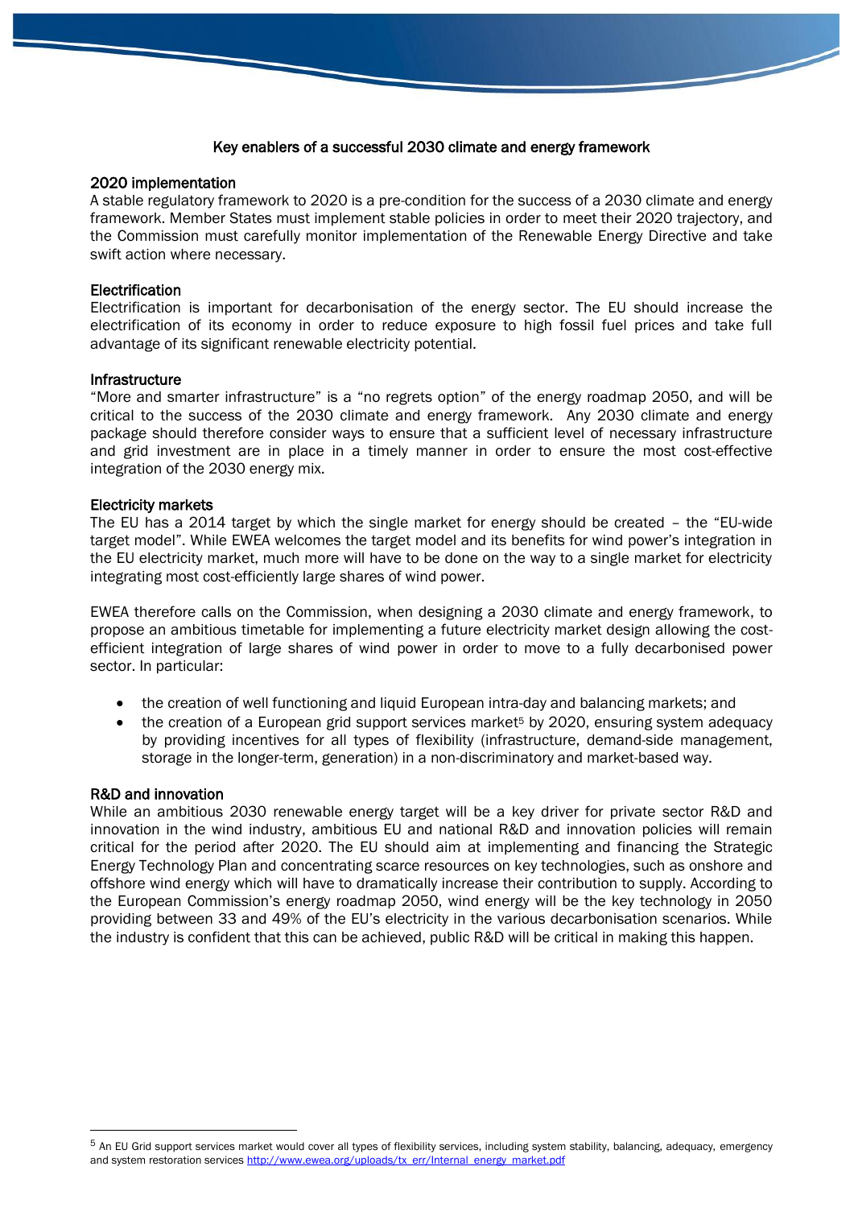## Key enablers of a successful 2030 climate and energy framework

### 2020 implementation

A stable regulatory framework to 2020 is a pre-condition for the success of a 2030 climate and energy framework. Member States must implement stable policies in order to meet their 2020 trajectory, and the Commission must carefully monitor implementation of the Renewable Energy Directive and take swift action where necessary.

### Electrification

Electrification is important for decarbonisation of the energy sector. The EU should increase the electrification of its economy in order to reduce exposure to high fossil fuel prices and take full advantage of its significant renewable electricity potential.

### Infrastructure

"More and smarter infrastructure" is a "no regrets option" of the energy roadmap 2050, and will be critical to the success of the 2030 climate and energy framework. Any 2030 climate and energy package should therefore consider ways to ensure that a sufficient level of necessary infrastructure and grid investment are in place in a timely manner in order to ensure the most cost-effective integration of the 2030 energy mix.

### Electricity markets

The EU has a 2014 target by which the single market for energy should be created – the "EU-wide target model". While EWEA welcomes the target model and its benefits for wind power's integration in the EU electricity market, much more will have to be done on the way to a single market for electricity integrating most cost-efficiently large shares of wind power.

EWEA therefore calls on the Commission, when designing a 2030 climate and energy framework, to propose an ambitious timetable for implementing a future electricity market design allowing the cost-efficient integration of large shares of wind power in order to move to a fully decarbonised power sector. In particular:

- the creation of well functioning and liquid European intra-day and balancing markets; and
- the creation of a European grid support services market[5] by 2020, ensuring system adequacy by providing incentives for all types of flexibility (infrastructure, demand-side management, storage in the longer-term, generation) in a non-discriminatory and market-based way.

### R&D and innovation

While an ambitious 2030 renewable energy target will be a key driver for private sector R&D and innovation in the wind industry, ambitious EU and national R&D and innovation policies will remain critical for the period after 2020. The EU should aim at implementing and financing the Strategic Energy Technology Plan and concentrating scarce resources on key technologies, such as onshore and offshore wind energy which will have to dramatically increase their contribution to supply. According to the European Commission's energy roadmap 2050, wind energy will be the key technology in 2050 providing between 33 and 49% of the EU's electricity in the various decarbonisation scenarios. While the industry is confident that this can be achieved, public R&D will be critical in making this happen.

---

[5] An EU Grid support services market would cover all types of flexibility services, including system stability, balancing, adequacy, emergency and system restoration services http://www.ewea.org/uploads/tx_err/Internal_energy_market.pdf